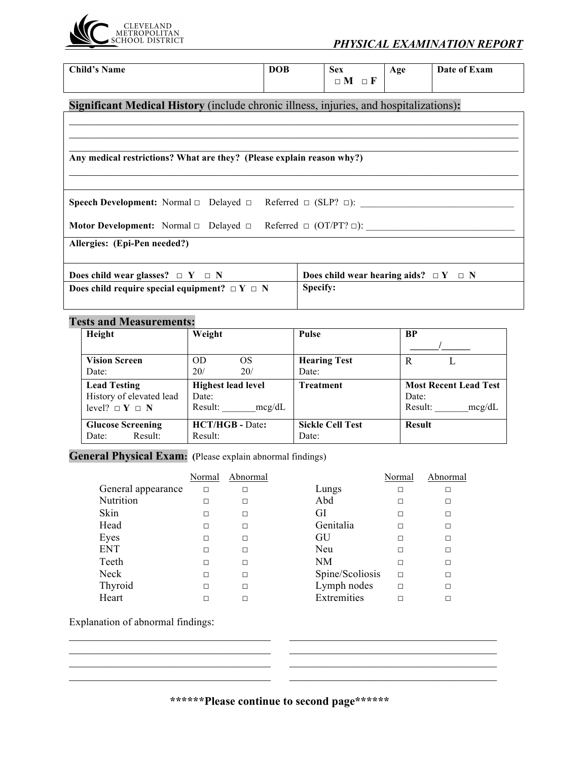CLEVELAND METROPOLITAN SCHOOL DISTRICT

# *PHYSICAL EXAMINATION REPORT*

| **Child's Name** | **DOB** | **Sex** □ **M** □ **F** | **Age** | **Date of Exam** |
|---|---|---|---|---|
| | | | | |

## **Significant Medical History** (include chronic illness, injuries, and hospitalizations)**:**

______________________________________________________________________________________

______________________________________________________________________________________

______________________________________________________________________________________

**Any medical restrictions? What are they? (Please explain reason why?)**

______________________________________________________________________________________

**Speech Development:** Normal □ Delayed □ Referred □ (SLP? □): _______________________________

**Motor Development:** Normal □ Delayed □ Referred □ (OT/PT? □): _____________________________

**Allergies: (Epi-Pen needed?)**

| | |
|---|---|
| **Does child wear glasses?** □ **Y** □ **N** | **Does child wear hearing aids?** □ **Y** □ **N** |
| **Does child require special equipment?** □ **Y** □ **N** | **Specify:** |

## **Tests and Measurements:**

| **Height** | **Weight** | **Pulse** | **BP** ______/______ |
|---|---|---|---|
| **Vision Screen** Date: | OD 20/ OS 20/ | **Hearing Test** Date: | R L |
| **Lead Testing** History of elevated lead level? □ **Y** □ **N** | **Highest lead level** Date: Result: _______mcg/dL | **Treatment** | **Most Recent Lead Test** Date: Result: _______mcg/dL |
| **Glucose Screening** Date: Result: | **HCT/HGB -** Date**:** Result: | **Sickle Cell Test** Date: | **Result** |

## **General Physical Exam: (**Please explain abnormal findings)

| | Normal | Abnormal |
|---|---|---|
| General appearance | □ | □ |
| Nutrition | □ | □ |
| Skin | □ | □ |
| Head | □ | □ |
| Eyes | □ | □ |
| ENT | □ | □ |
| Teeth | □ | □ |
| Neck | □ | □ |
| Thyroid | □ | □ |
| Heart | □ | □ |
| Lungs | □ | □ |
| Abd | □ | □ |
| GI | □ | □ |
| Genitalia | □ | □ |
| GU | □ | □ |
| Neu | □ | □ |
| NM | □ | □ |
| Spine/Scoliosis | □ | □ |
| Lymph nodes | □ | □ |
| Extremities | □ | □ |

Explanation of abnormal findings:

______________________________________ ______________________________________

______________________________________ ______________________________________

______________________________________ ______________________________________

______________________________________ ______________________________________

**\*\*\*\*\*\*Please continue to second page\*\*\*\*\*\***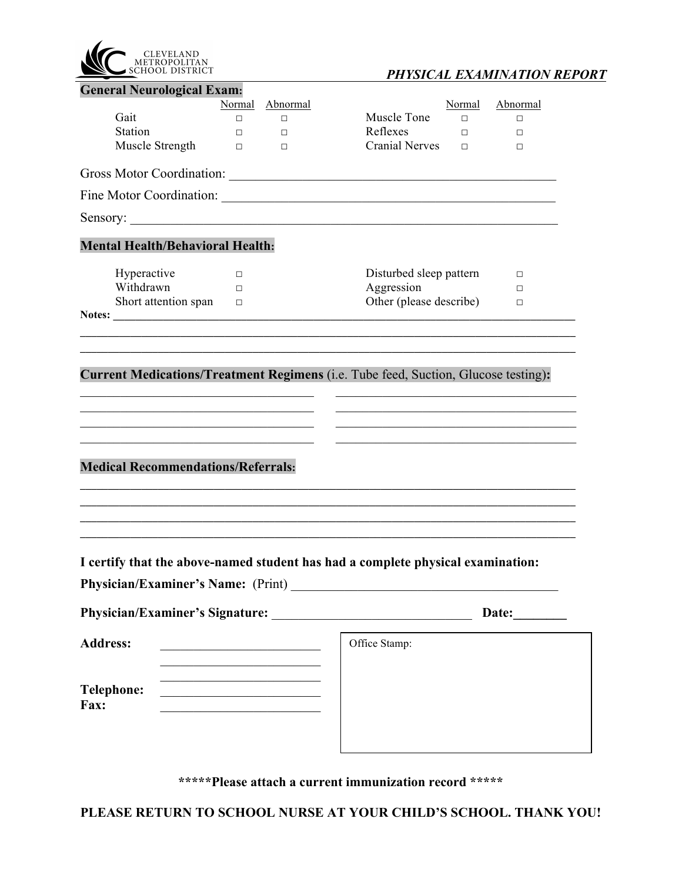CLEVELAND METROPOLITAN SCHOOL DISTRICT

***PHYSICAL EXAMINATION REPORT***

## General Neurological Exam:

| | Normal | Abnormal | | Normal | Abnormal |
|---|---|---|---|---|---|
| Gait | □ | □ | Muscle Tone | □ | □ |
| Station | □ | □ | Reflexes | □ | □ |
| Muscle Strength | □ | □ | Cranial Nerves | □ | □ |

Gross Motor Coordination: ___________________________________________________

Fine Motor Coordination: ____________________________________________________

Sensory: _________________________________________________________________

## Mental Health/Behavioral Health:

| | | | |
|---|---|---|---|
| Hyperactive | □ | Disturbed sleep pattern | □ |
| Withdrawn | □ | Aggression | □ |
| Short attention span | □ | Other (please describe) | □ |

**Notes:** ________________________________________________________________________

___________________________________________________________________________________

___________________________________________________________________________________

## Current Medications/Treatment Regimens (i.e. Tube feed, Suction, Glucose testing):

_________________________________ _________________________________

_________________________________ _________________________________

_________________________________ _________________________________

_________________________________ _________________________________

## Medical Recommendations/Referrals:

___________________________________________________________________________________

___________________________________________________________________________________

___________________________________________________________________________________

___________________________________________________________________________________

**I certify that the above-named student has had a complete physical examination:**

**Physician/Examiner's Name:** (Print) ________________________________________

**Physician/Examiner's Signature:** ______________________________ **Date:________**

**Address:** ________________________

________________________

________________________

**Telephone:** ________________________

**Fax:** ________________________

Office Stamp:

**\*\*\*\*\*Please attach a current immunization record \*\*\*\*\***

**PLEASE RETURN TO SCHOOL NURSE AT YOUR CHILD'S SCHOOL. THANK YOU!**